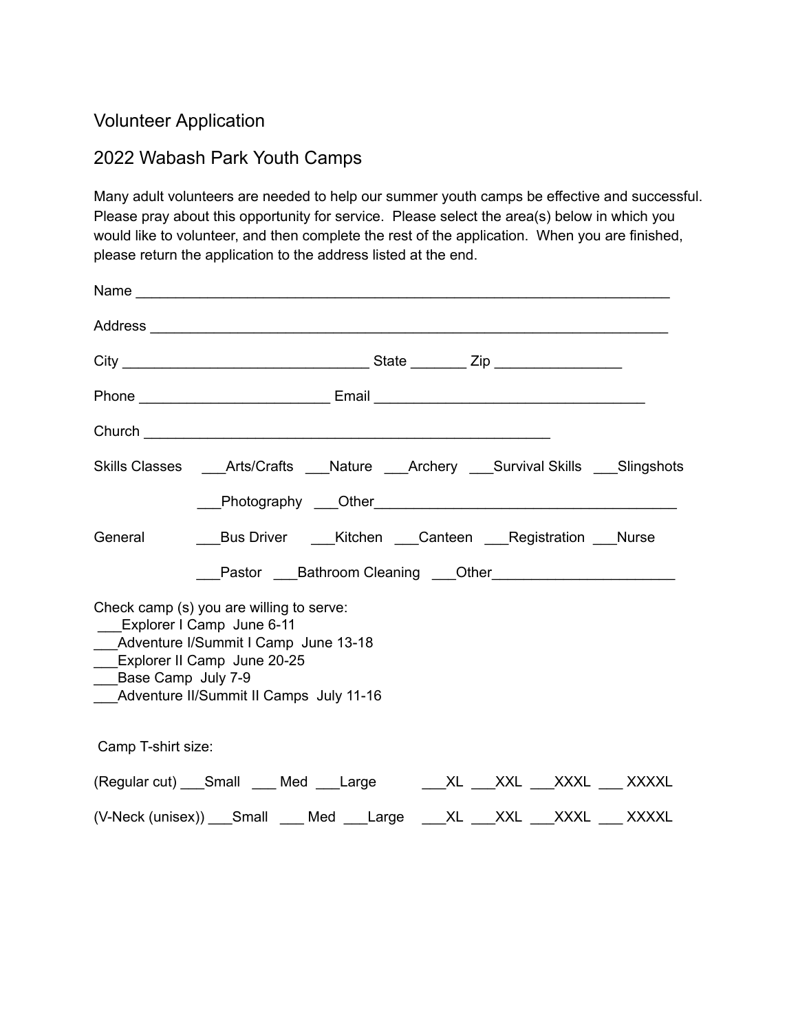# Volunteer Application

## 2022 Wabash Park Youth Camps

Many adult volunteers are needed to help our summer youth camps be effective and successful. Please pray about this opportunity for service. Please select the area(s) below in which you would like to volunteer, and then complete the rest of the application. When you are finished, please return the application to the address listed at the end.

Name ______________________________________________________________________

Address ____________________________________________________________________

City _______________________________ State _______ Zip ________________

Phone ________________________ Email __________________________________

Church _____________________________________________________

Skills Classes ___Arts/Crafts ___Nature ___Archery ___Survival Skills ___Slingshots

___Photography ___Other______________________________________

General ___Bus Driver ___Kitchen ___Canteen ___Registration ___Nurse

___Pastor ___Bathroom Cleaning ___Other_______________________

Check camp (s) you are willing to serve:

___Explorer I Camp June 6-11
___Adventure I/Summit I Camp June 13-18
___Explorer II Camp June 20-25
___Base Camp July 7-9
___Adventure II/Summit II Camps July 11-16

Camp T-shirt size:

(Regular cut) ___Small ___ Med ___Large ___XL ___XXL ___XXXL ___ XXXXL

(V-Neck (unisex)) ___Small ___ Med ___Large ___XL ___XXL ___XXXL ___ XXXXL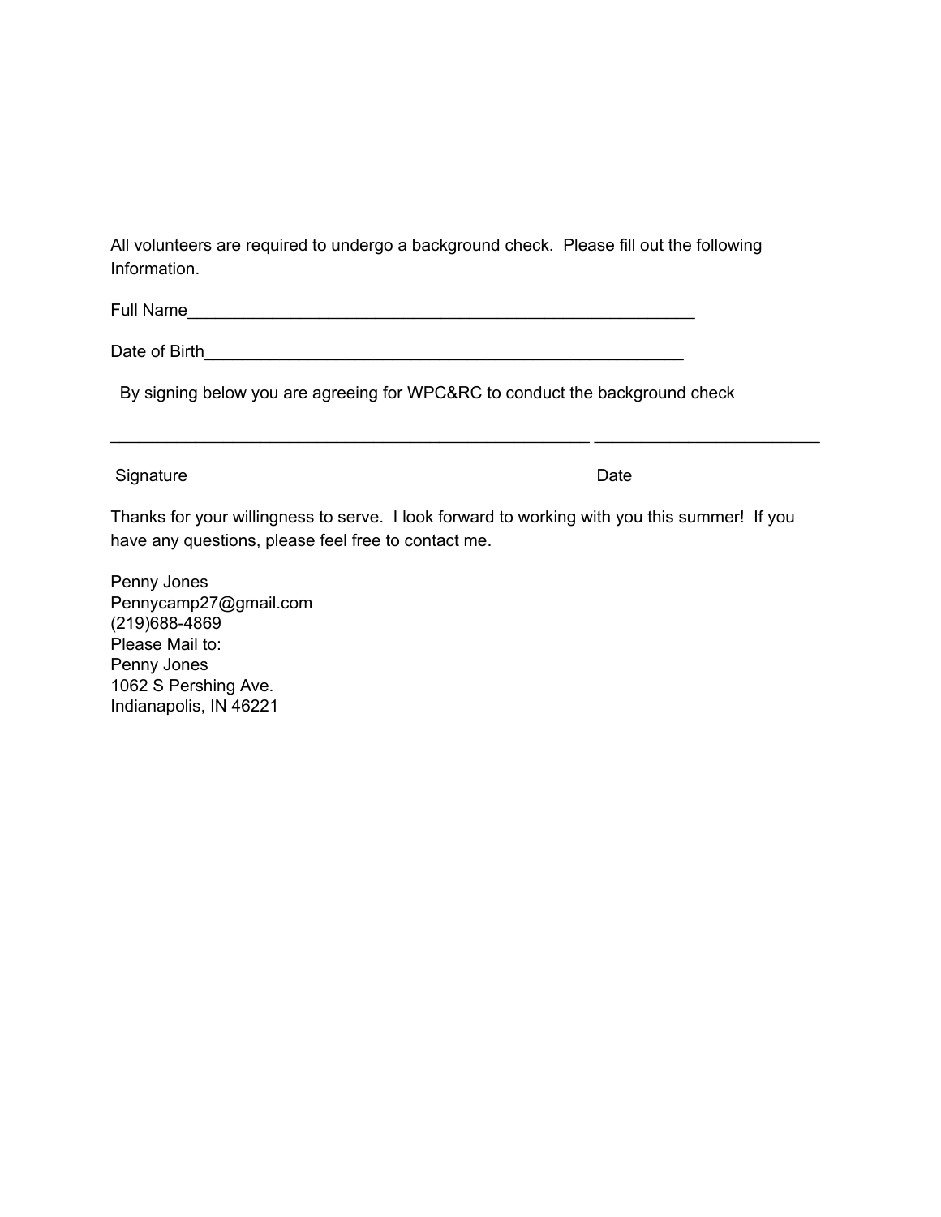All volunteers are required to undergo a background check. Please fill out the following Information.

Full Name_______________________________________________________

Date of Birth___________________________________________________

By signing below you are agreeing for WPC&RC to conduct the background check

___________________________________________________ ________________________

Signature Date

Thanks for your willingness to serve. I look forward to working with you this summer! If you have any questions, please feel free to contact me.

Penny Jones
Pennycamp27@gmail.com
(219)688-4869
Please Mail to:
Penny Jones
1062 S Pershing Ave.
Indianapolis, IN 46221